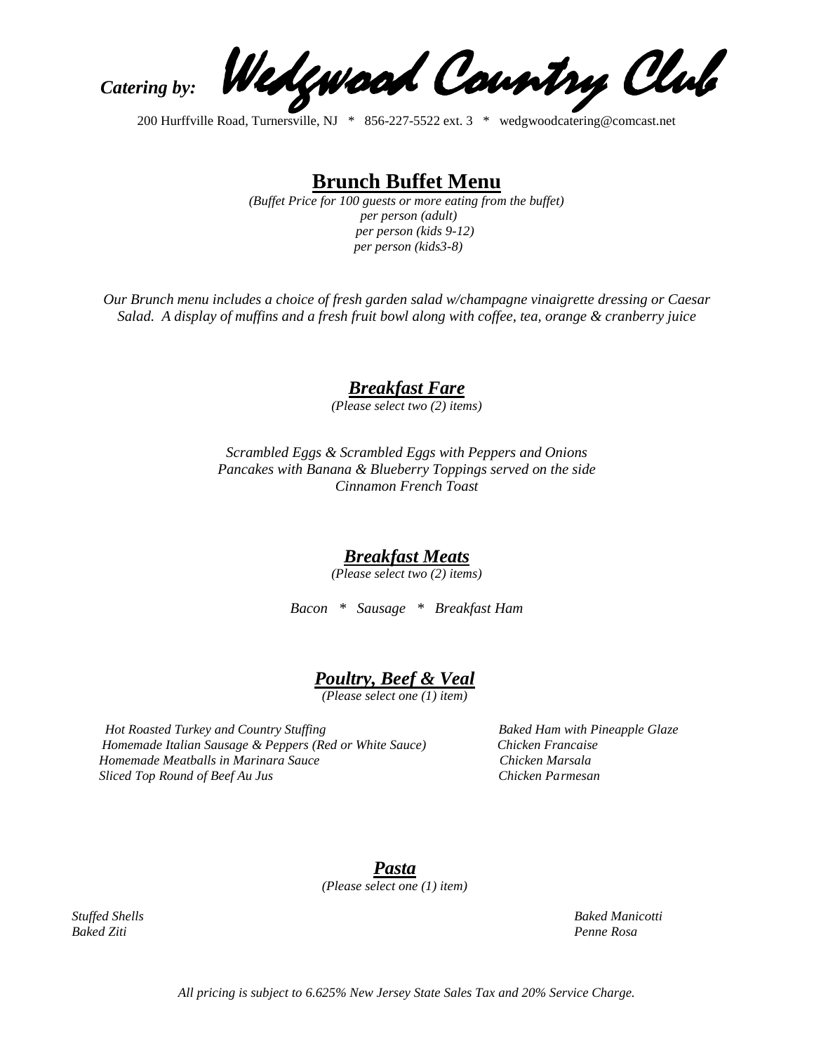*Catering by:* **Wedgwood Country Club**

200 Hurffville Road, Turnersville, NJ * 856-227-5522 ext. 3 * wedgwoodcatering@comcast.net

# Brunch Buffet Menu

*(Buffet Price for 100 guests or more eating from the buffet)*
*per person (adult)*
*per person (kids 9-12)*
*per person (kids3-8)*

*Our Brunch menu includes a choice of fresh garden salad w/champagne vinaigrette dressing or Caesar Salad. A display of muffins and a fresh fruit bowl along with coffee, tea, orange & cranberry juice*

## *Breakfast Fare*

*(Please select two (2) items)*

*Scrambled Eggs & Scrambled Eggs with Peppers and Onions*
*Pancakes with Banana & Blueberry Toppings served on the side*
*Cinnamon French Toast*

## *Breakfast Meats*

*(Please select two (2) items)*

*Bacon * Sausage * Breakfast Ham*

## *Poultry, Beef & Veal*

*(Please select one (1) item)*

*Hot Roasted Turkey and Country Stuffing*
*Homemade Italian Sausage & Peppers (Red or White Sauce)*
*Homemade Meatballs in Marinara Sauce*
*Sliced Top Round of Beef Au Jus*
*Baked Ham with Pineapple Glaze*
*Chicken Francaise*
*Chicken Marsala*
*Chicken Parmesan*

## *Pasta*

*(Please select one (1) item)*

*Stuffed Shells*
*Baked Ziti*
*Baked Manicotti*
*Penne Rosa*

*All pricing is subject to 6.625% New Jersey State Sales Tax and 20% Service Charge.*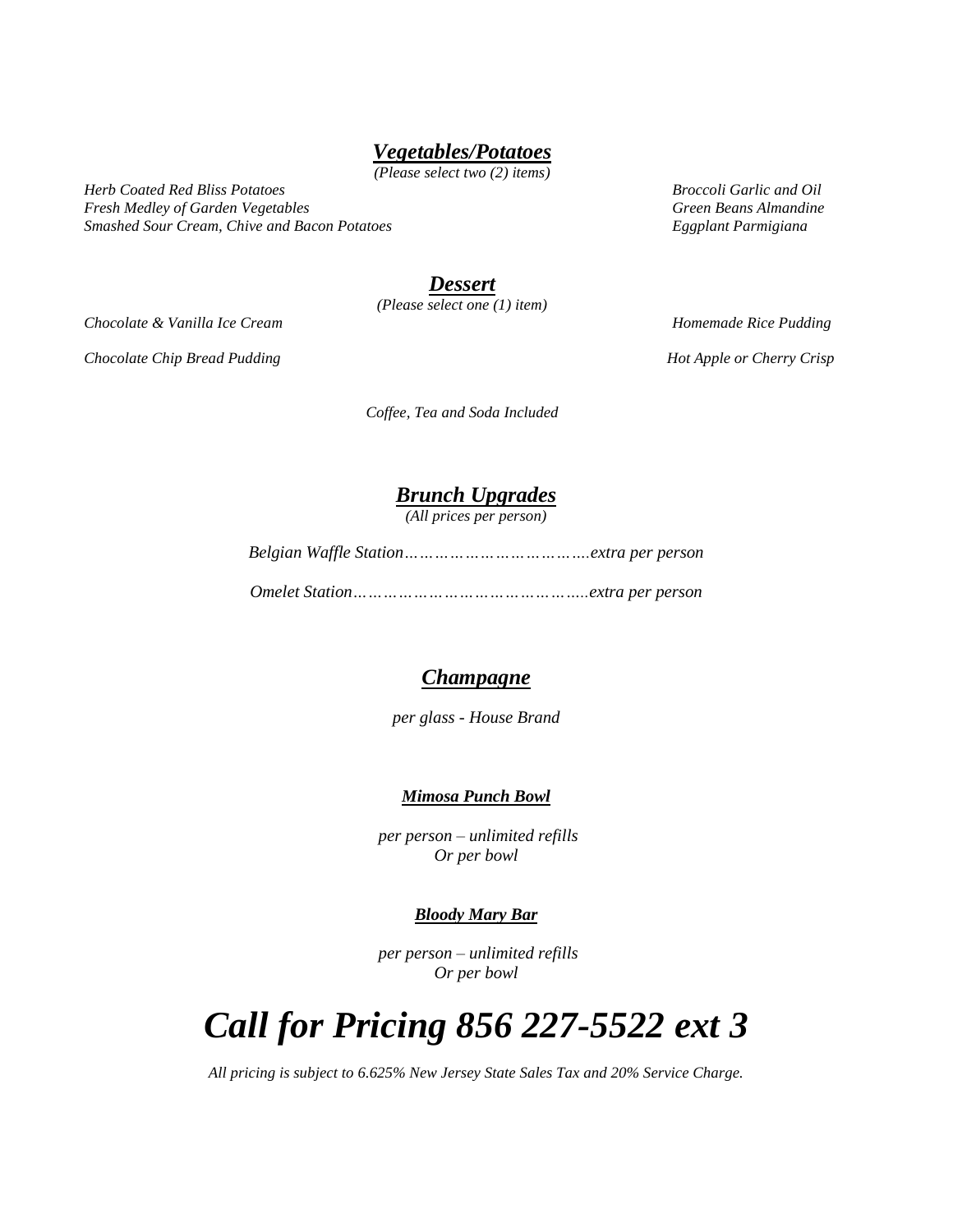## ***Vegetables/Potatoes***

*(Please select two (2) items)*

*Herb Coated Red Bliss Potatoes*
*Fresh Medley of Garden Vegetables*
*Smashed Sour Cream, Chive and Bacon Potatoes*
*Broccoli Garlic and Oil*
*Green Beans Almandine*
*Eggplant Parmigiana*

## ***Dessert***

*(Please select one (1) item)*

*Chocolate & Vanilla Ice Cream*

*Chocolate Chip Bread Pudding*

*Homemade Rice Pudding*

*Hot Apple or Cherry Crisp*

*Coffee, Tea and Soda Included*

## ***Brunch Upgrades***

*(All prices per person)*

*Belgian Waffle Station…………………………….extra per person*

*Omelet Station……………………………………..extra per person*

## ***Champagne***

*per glass - House Brand*

### ***Mimosa Punch Bowl***

*per person – unlimited refills*
*Or per bowl*

### ***Bloody Mary Bar***

*per person – unlimited refills*
*Or per bowl*

# ***Call for Pricing 856 227-5522 ext 3***

*All pricing is subject to 6.625% New Jersey State Sales Tax and 20% Service Charge.*